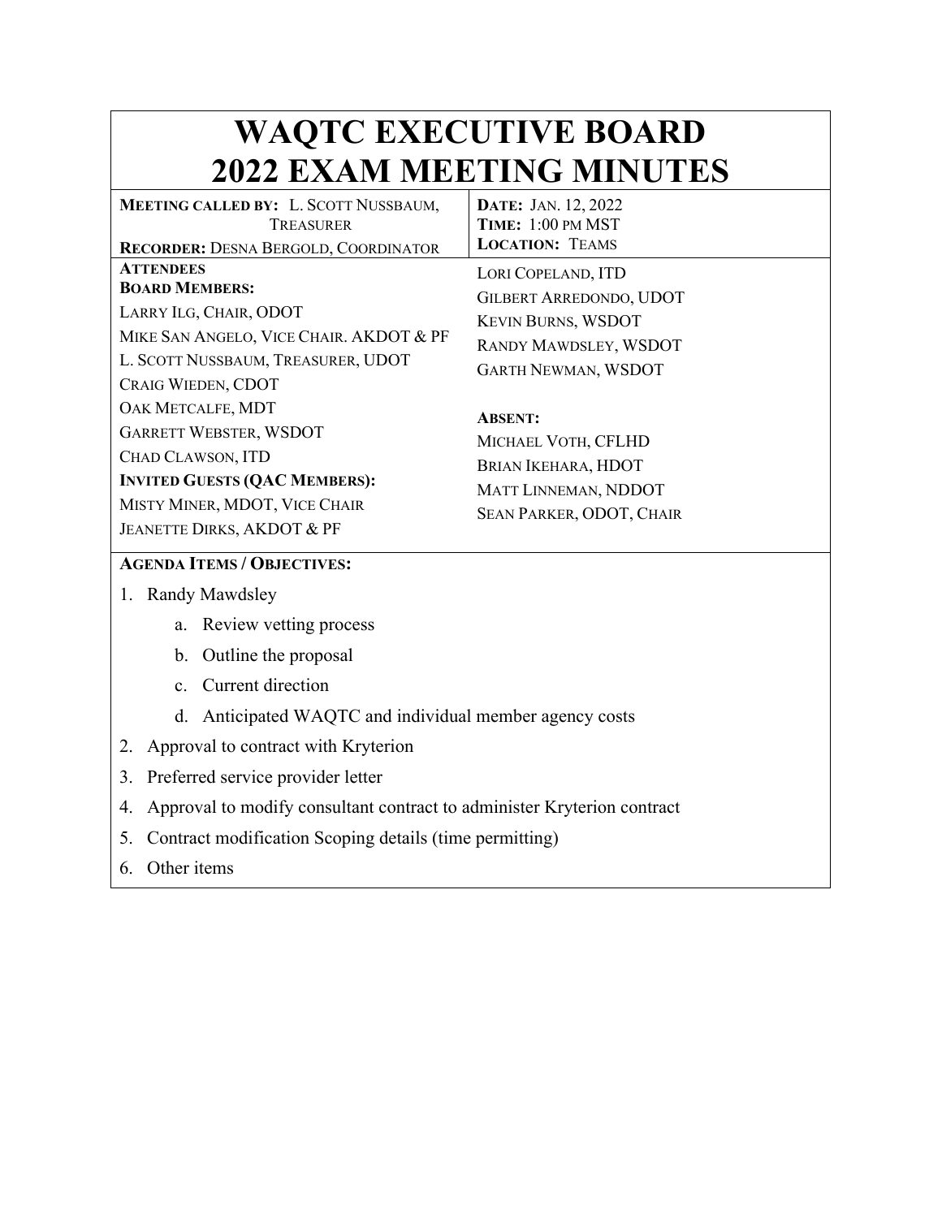# WAQTC EXECUTIVE BOARD
# 2022 EXAM MEETING MINUTES

**MEETING CALLED BY:** L. SCOTT NUSSBAUM, TREASURER

**RECORDER:** DESNA BERGOLD, COORDINATOR

**DATE:** JAN. 12, 2022

**TIME:** 1:00 PM MST

**LOCATION:** TEAMS

**ATTENDEES**

**BOARD MEMBERS:**

LARRY ILG, CHAIR, ODOT

MIKE SAN ANGELO, VICE CHAIR. AKDOT & PF

L. SCOTT NUSSBAUM, TREASURER, UDOT

CRAIG WIEDEN, CDOT

OAK METCALFE, MDT

GARRETT WEBSTER, WSDOT

CHAD CLAWSON, ITD

**INVITED GUESTS (QAC MEMBERS):**

MISTY MINER, MDOT, VICE CHAIR

JEANETTE DIRKS, AKDOT & PF

LORI COPELAND, ITD

GILBERT ARREDONDO, UDOT

KEVIN BURNS, WSDOT

RANDY MAWDSLEY, WSDOT

GARTH NEWMAN, WSDOT

**ABSENT:**

MICHAEL VOTH, CFLHD

BRIAN IKEHARA, HDOT

MATT LINNEMAN, NDDOT

SEAN PARKER, ODOT, CHAIR

**AGENDA ITEMS / OBJECTIVES:**

1. Randy Mawdsley
   a. Review vetting process
   b. Outline the proposal
   c. Current direction
   d. Anticipated WAQTC and individual member agency costs
2. Approval to contract with Kryterion
3. Preferred service provider letter
4. Approval to modify consultant contract to administer Kryterion contract
5. Contract modification Scoping details (time permitting)
6. Other items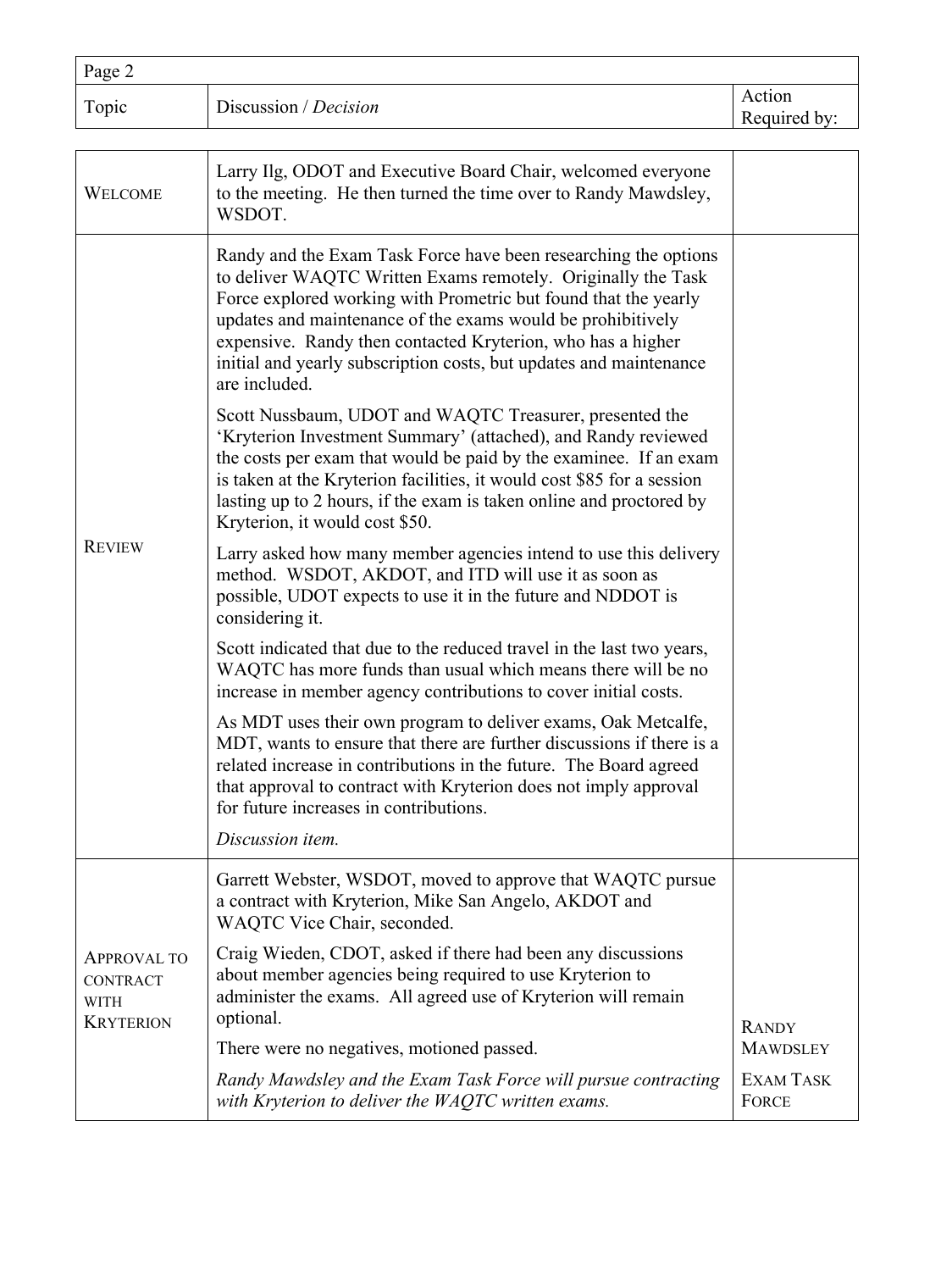| Topic | Discussion / *Decision* | Action Required by: |
| --- | --- | --- |
| WELCOME | Larry Ilg, ODOT and Executive Board Chair, welcomed everyone to the meeting. He then turned the time over to Randy Mawdsley, WSDOT. | |
| REVIEW | Randy and the Exam Task Force have been researching the options to deliver WAQTC Written Exams remotely. Originally the Task Force explored working with Prometric but found that the yearly updates and maintenance of the exams would be prohibitively expensive. Randy then contacted Kryterion, who has a higher initial and yearly subscription costs, but updates and maintenance are included.<br><br>Scott Nussbaum, UDOT and WAQTC Treasurer, presented the 'Kryterion Investment Summary' (attached), and Randy reviewed the costs per exam that would be paid by the examinee. If an exam is taken at the Kryterion facilities, it would cost $85 for a session lasting up to 2 hours, if the exam is taken online and proctored by Kryterion, it would cost $50.<br><br>Larry asked how many member agencies intend to use this delivery method. WSDOT, AKDOT, and ITD will use it as soon as possible, UDOT expects to use it in the future and NDDOT is considering it.<br><br>Scott indicated that due to the reduced travel in the last two years, WAQTC has more funds than usual which means there will be no increase in member agency contributions to cover initial costs.<br><br>As MDT uses their own program to deliver exams, Oak Metcalfe, MDT, wants to ensure that there are further discussions if there is a related increase in contributions in the future. The Board agreed that approval to contract with Kryterion does not imply approval for future increases in contributions.<br><br>*Discussion item.* | |
| APPROVAL TO CONTRACT WITH KRYTERION | Garrett Webster, WSDOT, moved to approve that WAQTC pursue a contract with Kryterion, Mike San Angelo, AKDOT and WAQTC Vice Chair, seconded.<br><br>Craig Wieden, CDOT, asked if there had been any discussions about member agencies being required to use Kryterion to administer the exams. All agreed use of Kryterion will remain optional.<br><br>There were no negatives, motioned passed.<br><br>*Randy Mawdsley and the Exam Task Force will pursue contracting with Kryterion to deliver the WAQTC written exams.* | RANDY MAWDSLEY<br><br>EXAM TASK FORCE |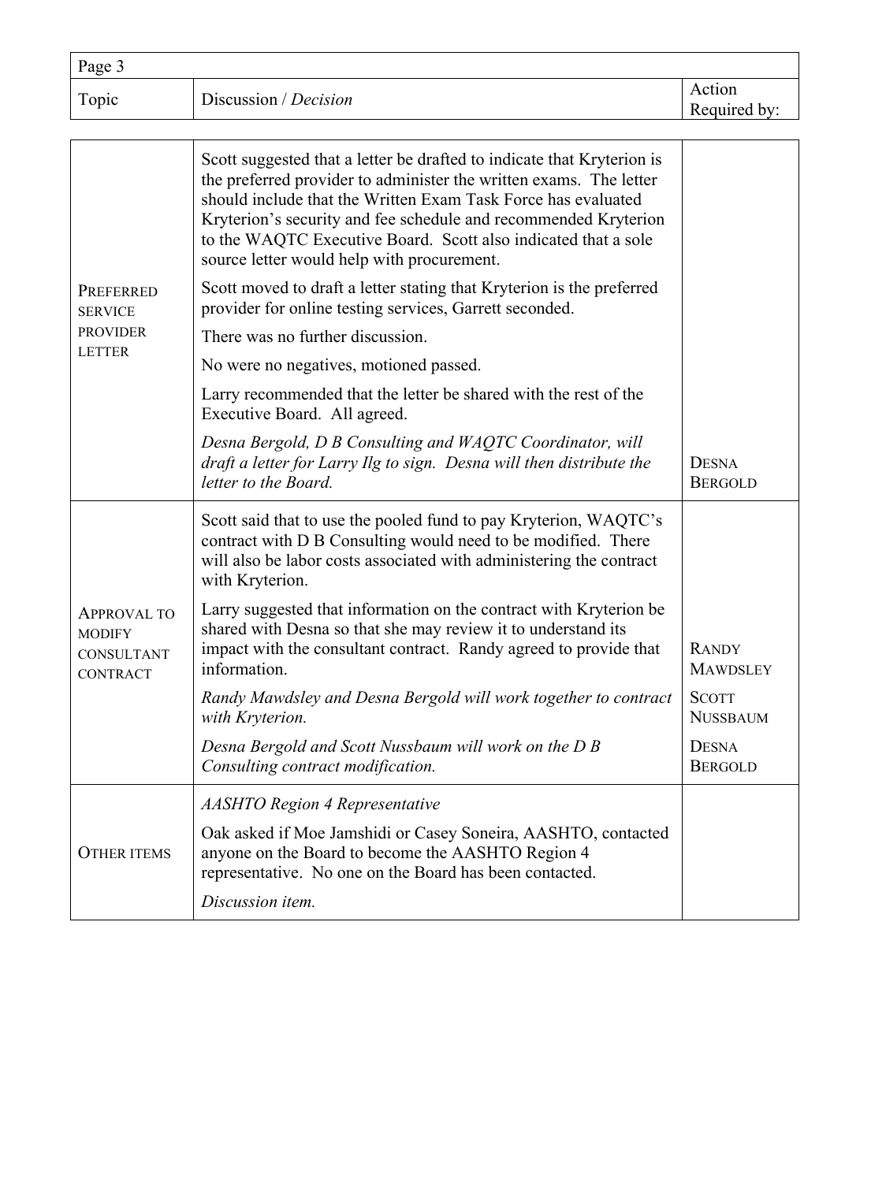| Topic | Discussion / *Decision* | Action Required by: |
|---|---|---|
| PREFERRED SERVICE PROVIDER LETTER | Scott suggested that a letter be drafted to indicate that Kryterion is the preferred provider to administer the written exams. The letter should include that the Written Exam Task Force has evaluated Kryterion's security and fee schedule and recommended Kryterion to the WAQTC Executive Board. Scott also indicated that a sole source letter would help with procurement.<br><br>Scott moved to draft a letter stating that Kryterion is the preferred provider for online testing services, Garrett seconded.<br><br>There was no further discussion.<br><br>No were no negatives, motioned passed.<br><br>Larry recommended that the letter be shared with the rest of the Executive Board. All agreed.<br><br>*Desna Bergold, D B Consulting and WAQTC Coordinator, will draft a letter for Larry Ilg to sign. Desna will then distribute the letter to the Board.* | DESNA BERGOLD |
| APPROVAL TO MODIFY CONSULTANT CONTRACT | Scott said that to use the pooled fund to pay Kryterion, WAQTC's contract with D B Consulting would need to be modified. There will also be labor costs associated with administering the contract with Kryterion.<br><br>Larry suggested that information on the contract with Kryterion be shared with Desna so that she may review it to understand its impact with the consultant contract. Randy agreed to provide that information.<br><br>*Randy Mawdsley and Desna Bergold will work together to contract with Kryterion.*<br><br>*Desna Bergold and Scott Nussbaum will work on the D B Consulting contract modification.* | RANDY MAWDSLEY<br><br>SCOTT NUSSBAUM<br><br>DESNA BERGOLD |
| OTHER ITEMS | *AASHTO Region 4 Representative*<br><br>Oak asked if Moe Jamshidi or Casey Soneira, AASHTO, contacted anyone on the Board to become the AASHTO Region 4 representative. No one on the Board has been contacted.<br><br>*Discussion item.* | |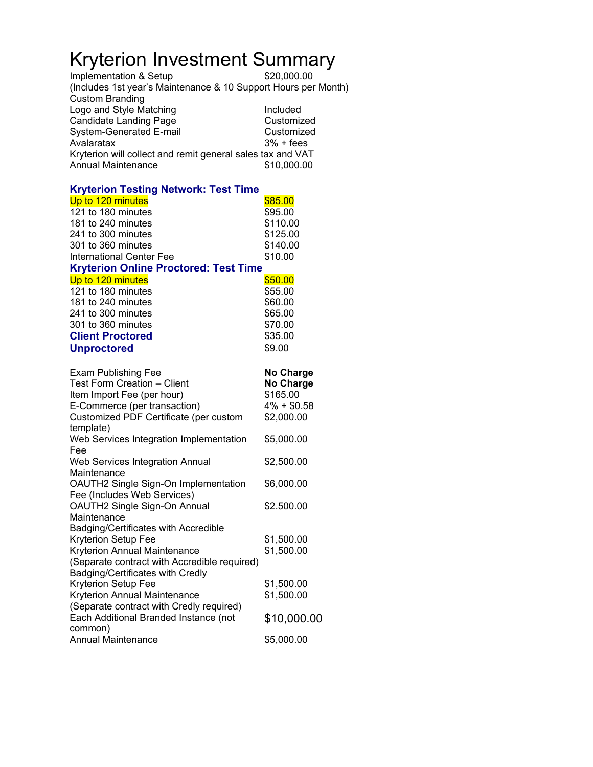# Kryterion Investment Summary

| | |
|---|---|
| Implementation & Setup | $20,000.00 |
| (Includes 1st year's Maintenance & 10 Support Hours per Month) | |
| Custom Branding | |
| Logo and Style Matching | Included |
| Candidate Landing Page | Customized |
| System-Generated E-mail | Customized |
| Avalaratax | 3% + fees |
| Kryterion will collect and remit general sales tax and VAT | |
| Annual Maintenance | $10,000.00 |

| **Kryterion Testing Network: Test Time** | |
|---|---|
| Up to 120 minutes | $85.00 |
| 121 to 180 minutes | $95.00 |
| 181 to 240 minutes | $110.00 |
| 241 to 300 minutes | $125.00 |
| 301 to 360 minutes | $140.00 |
| International Center Fee | $10.00 |
| **Kryterion Online Proctored: Test Time** | |
| Up to 120 minutes | $50.00 |
| 121 to 180 minutes | $55.00 |
| 181 to 240 minutes | $60.00 |
| 241 to 300 minutes | $65.00 |
| 301 to 360 minutes | $70.00 |
| **Client Proctored** | $35.00 |
| **Unproctored** | $9.00 |

| | |
|---|---|
| Exam Publishing Fee | **No Charge** |
| Test Form Creation – Client | **No Charge** |
| Item Import Fee (per hour) | $165.00 |
| E-Commerce (per transaction) | 4% + $0.58 |
| Customized PDF Certificate (per custom template) | $2,000.00 |
| Web Services Integration Implementation Fee | $5,000.00 |
| Web Services Integration Annual Maintenance | $2,500.00 |
| OAUTH2 Single Sign-On Implementation Fee (Includes Web Services) | $6,000.00 |
| OAUTH2 Single Sign-On Annual Maintenance | $2.500.00 |
| Badging/Certificates with Accredible | |
| Kryterion Setup Fee | $1,500.00 |
| Kryterion Annual Maintenance | $1,500.00 |
| (Separate contract with Accredible required) | |
| Badging/Certificates with Credly | |
| Kryterion Setup Fee | $1,500.00 |
| Kryterion Annual Maintenance | $1,500.00 |
| (Separate contract with Credly required) | |
| Each Additional Branded Instance (not common) | $10,000.00 |
| Annual Maintenance | $5,000.00 |